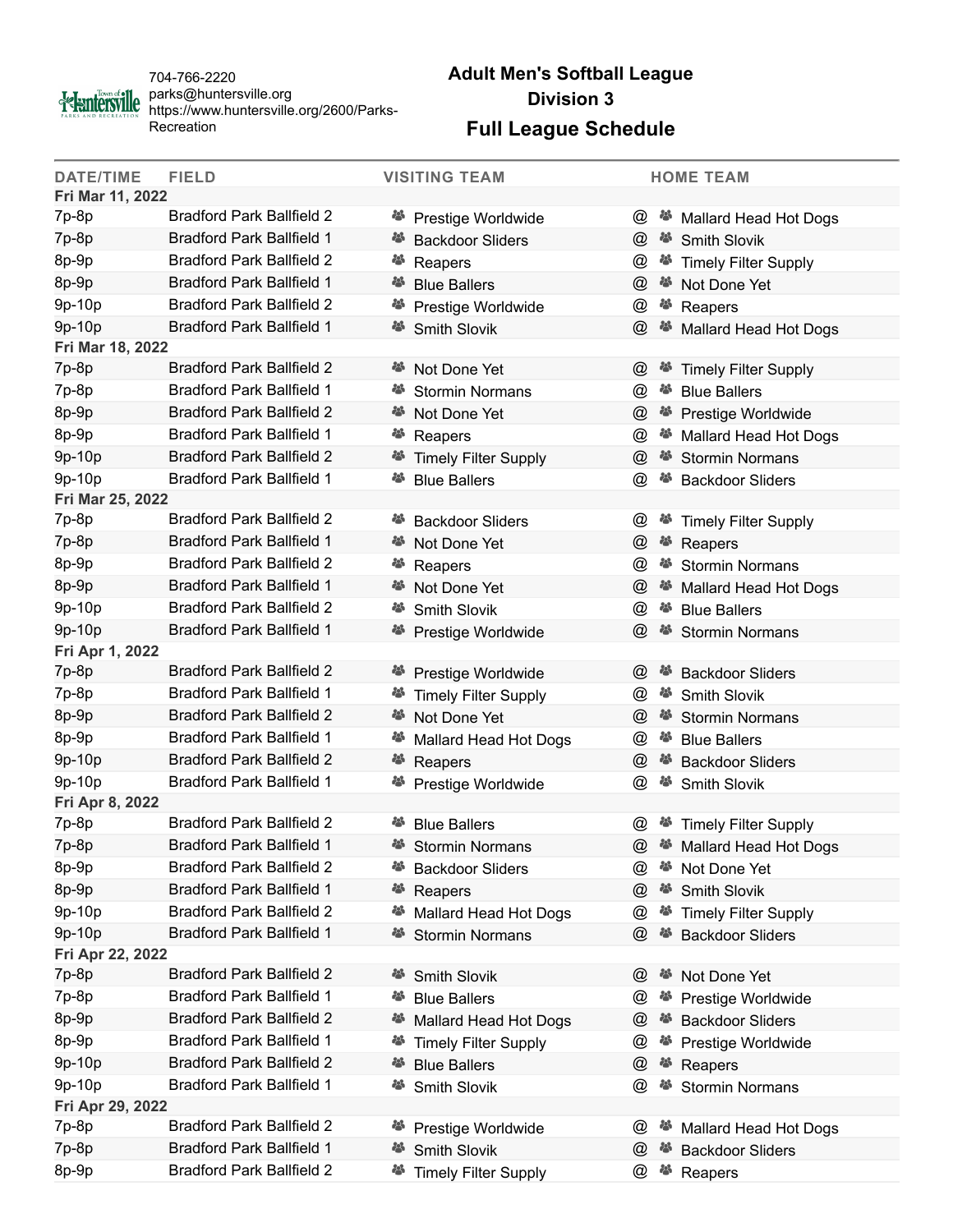704-766-2220
parks@huntersville.org
https://www.huntersville.org/2600/Parks-Recreation

# Adult Men's Softball League
## Division 3
## Full League Schedule

| DATE/TIME | FIELD | VISITING TEAM | | HOME TEAM |
|---|---|---|---|---|
| **Fri Mar 11, 2022** | | | | |
| 7p-8p | Bradford Park Ballfield 2 | Prestige Worldwide | @ | Mallard Head Hot Dogs |
| 7p-8p | Bradford Park Ballfield 1 | Backdoor Sliders | @ | Smith Slovik |
| 8p-9p | Bradford Park Ballfield 2 | Reapers | @ | Timely Filter Supply |
| 8p-9p | Bradford Park Ballfield 1 | Blue Ballers | @ | Not Done Yet |
| 9p-10p | Bradford Park Ballfield 2 | Prestige Worldwide | @ | Reapers |
| 9p-10p | Bradford Park Ballfield 1 | Smith Slovik | @ | Mallard Head Hot Dogs |
| **Fri Mar 18, 2022** | | | | |
| 7p-8p | Bradford Park Ballfield 2 | Not Done Yet | @ | Timely Filter Supply |
| 7p-8p | Bradford Park Ballfield 1 | Stormin Normans | @ | Blue Ballers |
| 8p-9p | Bradford Park Ballfield 2 | Not Done Yet | @ | Prestige Worldwide |
| 8p-9p | Bradford Park Ballfield 1 | Reapers | @ | Mallard Head Hot Dogs |
| 9p-10p | Bradford Park Ballfield 2 | Timely Filter Supply | @ | Stormin Normans |
| 9p-10p | Bradford Park Ballfield 1 | Blue Ballers | @ | Backdoor Sliders |
| **Fri Mar 25, 2022** | | | | |
| 7p-8p | Bradford Park Ballfield 2 | Backdoor Sliders | @ | Timely Filter Supply |
| 7p-8p | Bradford Park Ballfield 1 | Not Done Yet | @ | Reapers |
| 8p-9p | Bradford Park Ballfield 2 | Reapers | @ | Stormin Normans |
| 8p-9p | Bradford Park Ballfield 1 | Not Done Yet | @ | Mallard Head Hot Dogs |
| 9p-10p | Bradford Park Ballfield 2 | Smith Slovik | @ | Blue Ballers |
| 9p-10p | Bradford Park Ballfield 1 | Prestige Worldwide | @ | Stormin Normans |
| **Fri Apr 1, 2022** | | | | |
| 7p-8p | Bradford Park Ballfield 2 | Prestige Worldwide | @ | Backdoor Sliders |
| 7p-8p | Bradford Park Ballfield 1 | Timely Filter Supply | @ | Smith Slovik |
| 8p-9p | Bradford Park Ballfield 2 | Not Done Yet | @ | Stormin Normans |
| 8p-9p | Bradford Park Ballfield 1 | Mallard Head Hot Dogs | @ | Blue Ballers |
| 9p-10p | Bradford Park Ballfield 2 | Reapers | @ | Backdoor Sliders |
| 9p-10p | Bradford Park Ballfield 1 | Prestige Worldwide | @ | Smith Slovik |
| **Fri Apr 8, 2022** | | | | |
| 7p-8p | Bradford Park Ballfield 2 | Blue Ballers | @ | Timely Filter Supply |
| 7p-8p | Bradford Park Ballfield 1 | Stormin Normans | @ | Mallard Head Hot Dogs |
| 8p-9p | Bradford Park Ballfield 2 | Backdoor Sliders | @ | Not Done Yet |
| 8p-9p | Bradford Park Ballfield 1 | Reapers | @ | Smith Slovik |
| 9p-10p | Bradford Park Ballfield 2 | Mallard Head Hot Dogs | @ | Timely Filter Supply |
| 9p-10p | Bradford Park Ballfield 1 | Stormin Normans | @ | Backdoor Sliders |
| **Fri Apr 22, 2022** | | | | |
| 7p-8p | Bradford Park Ballfield 2 | Smith Slovik | @ | Not Done Yet |
| 7p-8p | Bradford Park Ballfield 1 | Blue Ballers | @ | Prestige Worldwide |
| 8p-9p | Bradford Park Ballfield 2 | Mallard Head Hot Dogs | @ | Backdoor Sliders |
| 8p-9p | Bradford Park Ballfield 1 | Timely Filter Supply | @ | Prestige Worldwide |
| 9p-10p | Bradford Park Ballfield 2 | Blue Ballers | @ | Reapers |
| 9p-10p | Bradford Park Ballfield 1 | Smith Slovik | @ | Stormin Normans |
| **Fri Apr 29, 2022** | | | | |
| 7p-8p | Bradford Park Ballfield 2 | Prestige Worldwide | @ | Mallard Head Hot Dogs |
| 7p-8p | Bradford Park Ballfield 1 | Smith Slovik | @ | Backdoor Sliders |
| 8p-9p | Bradford Park Ballfield 2 | Timely Filter Supply | @ | Reapers |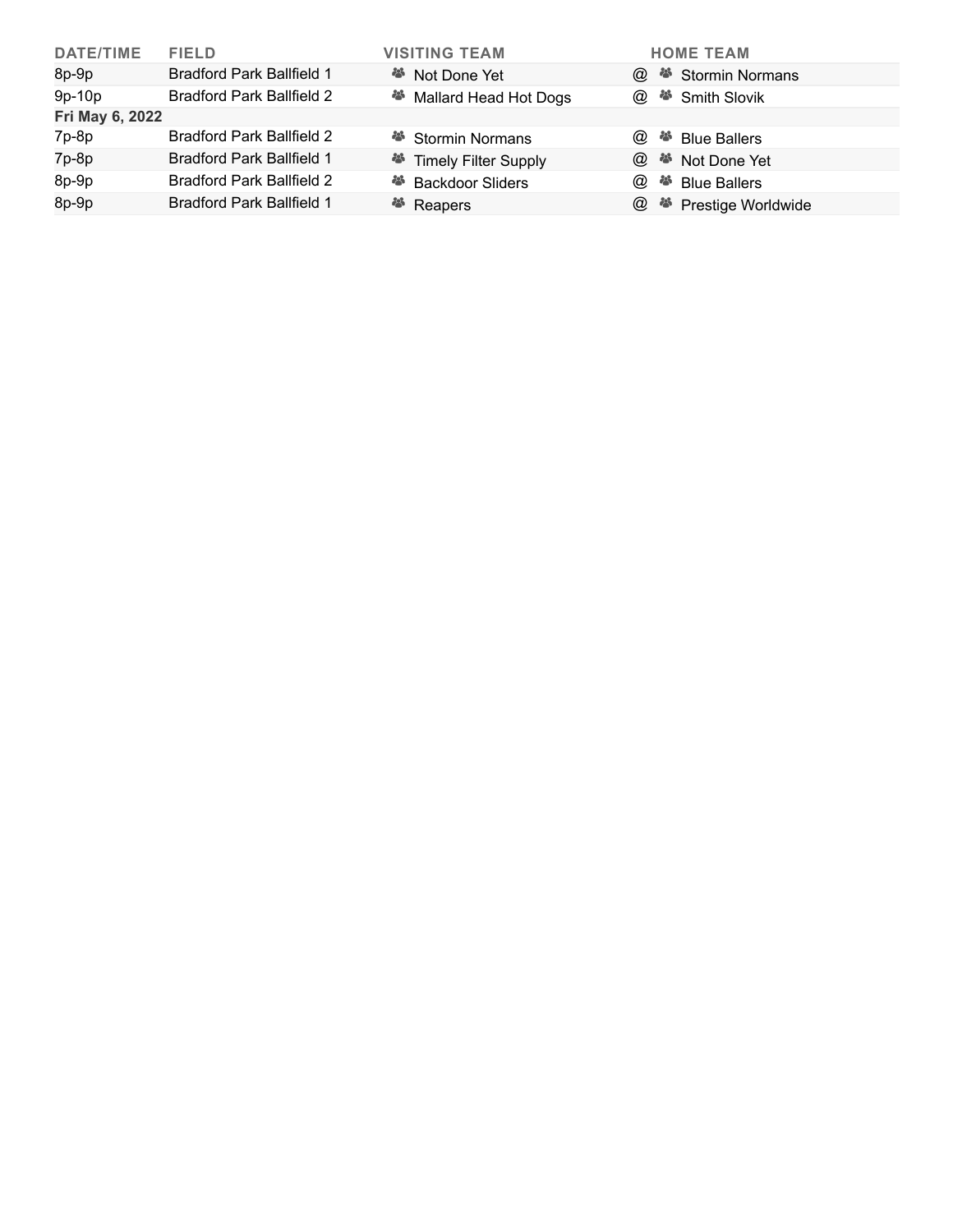| DATE/TIME | FIELD | VISITING TEAM | | HOME TEAM |
|---|---|---|---|---|
| 8p-9p | Bradford Park Ballfield 1 | Not Done Yet | @ | Stormin Normans |
| 9p-10p | Bradford Park Ballfield 2 | Mallard Head Hot Dogs | @ | Smith Slovik |
| **Fri May 6, 2022** | | | | |
| 7p-8p | Bradford Park Ballfield 2 | Stormin Normans | @ | Blue Ballers |
| 7p-8p | Bradford Park Ballfield 1 | Timely Filter Supply | @ | Not Done Yet |
| 8p-9p | Bradford Park Ballfield 2 | Backdoor Sliders | @ | Blue Ballers |
| 8p-9p | Bradford Park Ballfield 1 | Reapers | @ | Prestige Worldwide |